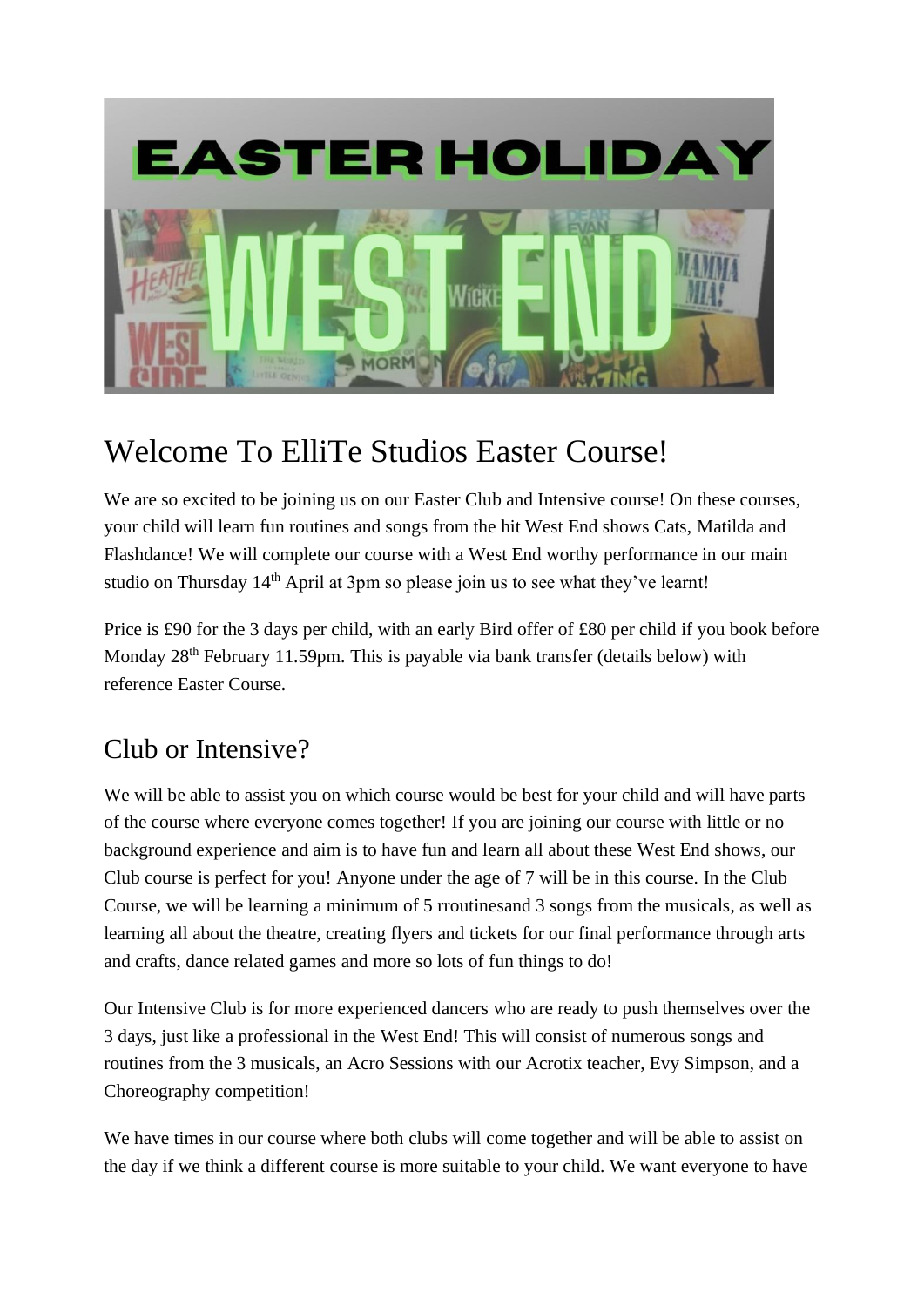# Welcome To ElliTe Studios Easter Course!

We are so excited to be joining us on our Easter Club and Intensive course! On these courses, your child will learn fun routines and songs from the hit West End shows Cats, Matilda and Flashdance! We will complete our course with a West End worthy performance in our main studio on Thursday 14th April at 3pm so please join us to see what they've learnt!

Price is £90 for the 3 days per child, with an early Bird offer of £80 per child if you book before Monday 28th February 11.59pm. This is payable via bank transfer (details below) with reference Easter Course.

## Club or Intensive?

We will be able to assist you on which course would be best for your child and will have parts of the course where everyone comes together! If you are joining our course with little or no background experience and aim is to have fun and learn all about these West End shows, our Club course is perfect for you! Anyone under the age of 7 will be in this course. In the Club Course, we will be learning a minimum of 5 rroutinesand 3 songs from the musicals, as well as learning all about the theatre, creating flyers and tickets for our final performance through arts and crafts, dance related games and more so lots of fun things to do!

Our Intensive Club is for more experienced dancers who are ready to push themselves over the 3 days, just like a professional in the West End! This will consist of numerous songs and routines from the 3 musicals, an Acro Sessions with our Acrotix teacher, Evy Simpson, and a Choreography competition!

We have times in our course where both clubs will come together and will be able to assist on the day if we think a different course is more suitable to your child. We want everyone to have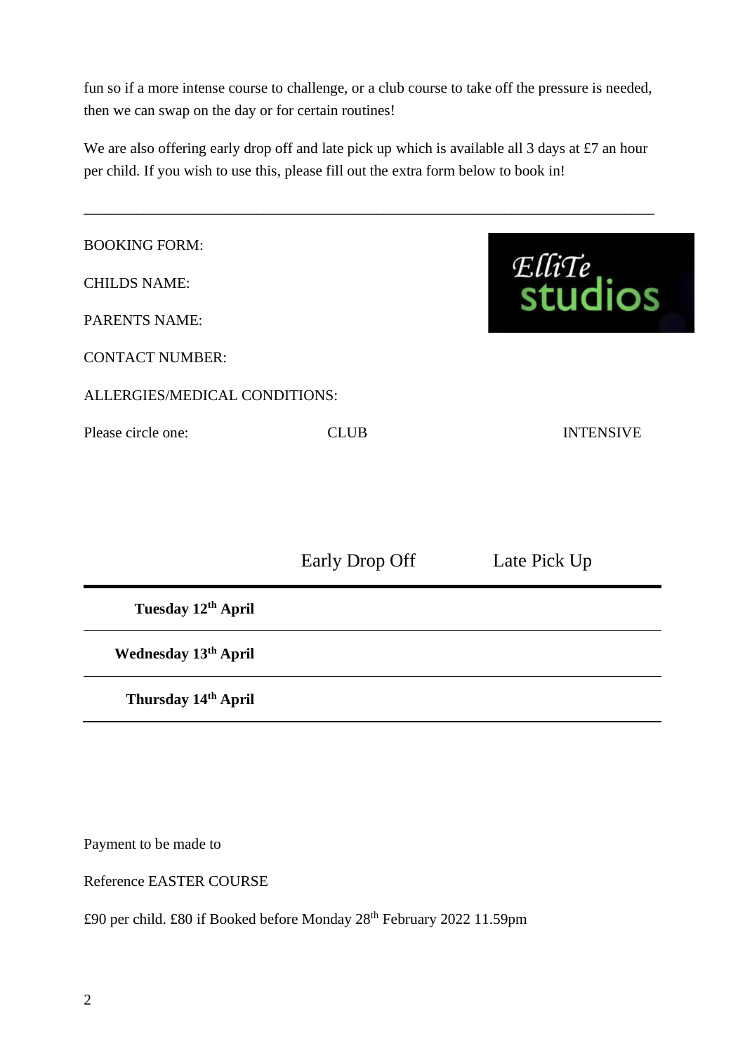fun so if a more intense course to challenge, or a club course to take off the pressure is needed, then we can swap on the day or for certain routines!

We are also offering early drop off and late pick up which is available all 3 days at £7 an hour per child. If you wish to use this, please fill out the extra form below to book in!

---

BOOKING FORM:

ElliTe studios

CHILDS NAME:

PARENTS NAME:

CONTACT NUMBER:

ALLERGIES/MEDICAL CONDITIONS:

Please circle one: CLUB INTENSIVE

| | Early Drop Off | Late Pick Up |
|---|---|---|
| **Tuesday 12th April** | | |
| **Wednesday 13th April** | | |
| **Thursday 14th April** | | |

Payment to be made to

Reference EASTER COURSE

£90 per child. £80 if Booked before Monday 28th February 2022 11.59pm